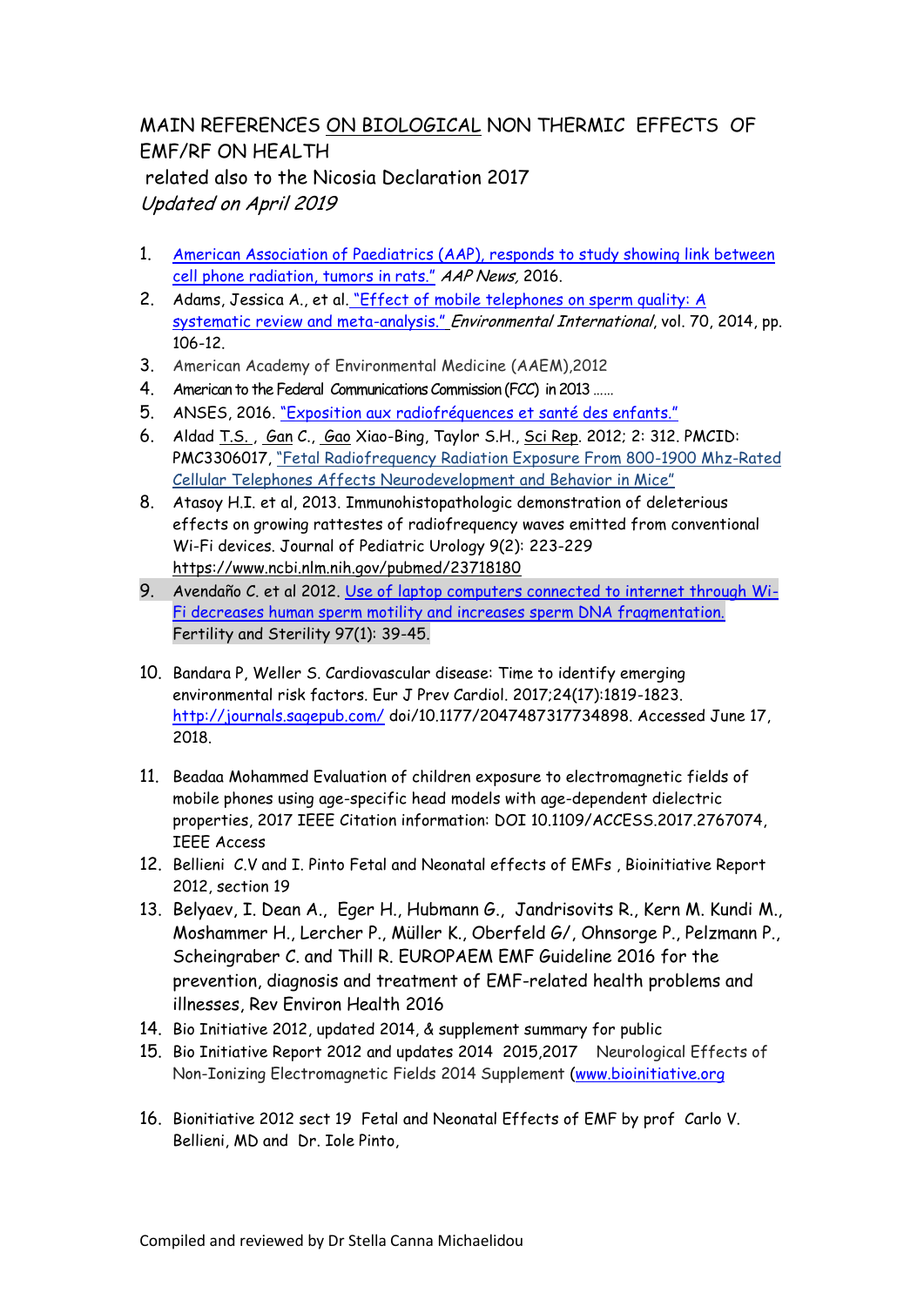# MAIN REFERENCES ON BIOLOGICAL NON THERMIC EFFECTS OF EMF/RF ON HEALTH

related also to the Nicosia Declaration 2017

*Updated on April 2019*

1. American Association of Paediatrics (AAP), responds to study showing link between cell phone radiation, tumors in rats." *AAP News*, 2016.
2. Adams, Jessica A., et al. "Effect of mobile telephones on sperm quality: A systematic review and meta-analysis." *Environmental International*, vol. 70, 2014, pp. 106-12.
3. American Academy of Environmental Medicine (AAEM),2012
4. American to the Federal Communications Commission (FCC) in 2013 ……
5. ANSES, 2016. "Exposition aux radiofréquences et santé des enfants."
6. Aldad T.S. , Gan C., Gao Xiao-Bing, Taylor S.H., Sci Rep. 2012; 2: 312. PMCID: PMC3306017, "Fetal Radiofrequency Radiation Exposure From 800-1900 Mhz-Rated Cellular Telephones Affects Neurodevelopment and Behavior in Mice"
8. Atasoy H.I. et al, 2013. Immunohistopathologic demonstration of deleterious effects on growing rattestes of radiofrequency waves emitted from conventional Wi-Fi devices. Journal of Pediatric Urology 9(2): 223-229 https://www.ncbi.nlm.nih.gov/pubmed/23718180
9. Avendaño C. et al 2012. Use of laptop computers connected to internet through Wi-Fi decreases human sperm motility and increases sperm DNA fragmentation. Fertility and Sterility 97(1): 39-45.
10. Bandara P, Weller S. Cardiovascular disease: Time to identify emerging environmental risk factors. Eur J Prev Cardiol. 2017;24(17):1819-1823. http://journals.sagepub.com/ doi/10.1177/2047487317734898. Accessed June 17, 2018.
11. Beadaa Mohammed Evaluation of children exposure to electromagnetic fields of mobile phones using age-specific head models with age-dependent dielectric properties, 2017 IEEE Citation information: DOI 10.1109/ACCESS.2017.2767074, IEEE Access
12. Bellieni C.V and I. Pinto Fetal and Neonatal effects of EMFs , Bioinitiative Report 2012, section 19
13. Belyaev, I. Dean A., Eger H., Hubmann G., Jandrisovits R., Kern M. Kundi M., Moshammer H., Lercher P., Müller K., Oberfeld G/, Ohnsorge P., Pelzmann P., Scheingraber C. and Thill R. EUROPAEM EMF Guideline 2016 for the prevention, diagnosis and treatment of EMF-related health problems and illnesses, Rev Environ Health 2016
14. Bio Initiative 2012, updated 2014, & supplement summary for public
15. Bio Initiative Report 2012 and updates 2014 2015,2017 Neurological Effects of Non-Ionizing Electromagnetic Fields 2014 Supplement (www.bioinitiative.org
16. Bionitiative 2012 sect 19 Fetal and Neonatal Effects of EMF by prof Carlo V. Bellieni, MD and Dr. Iole Pinto,

Compiled and reviewed by Dr Stella Canna Michaelidou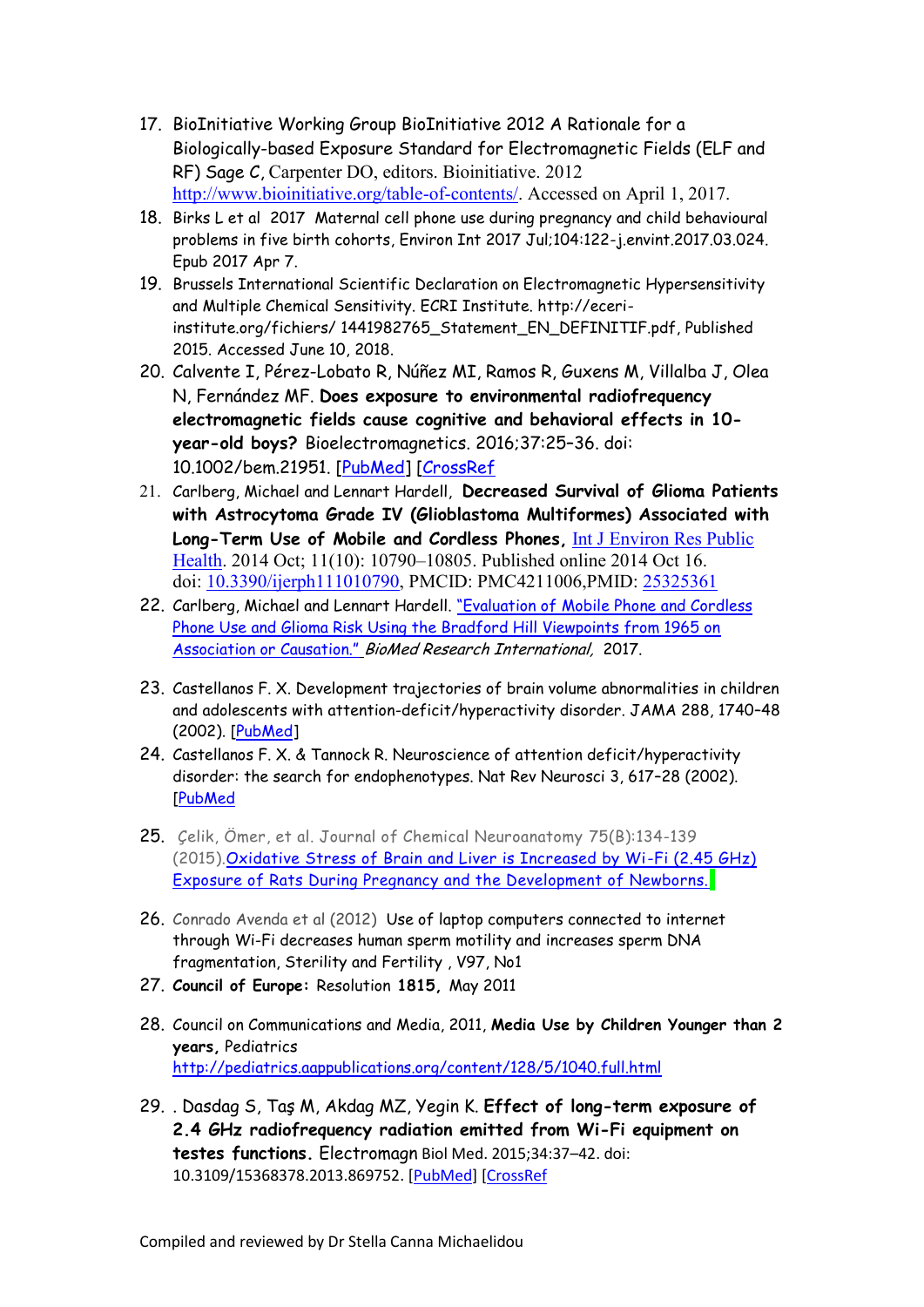17. BioInitiative Working Group BioInitiative 2012 A Rationale for a Biologically-based Exposure Standard for Electromagnetic Fields (ELF and RF) Sage C, Carpenter DO, editors. Bioinitiative. 2012 http://www.bioinitiative.org/table-of-contents/. Accessed on April 1, 2017.
18. Birks L et al 2017 Maternal cell phone use during pregnancy and child behavioural problems in five birth cohorts, Environ Int 2017 Jul;104:122-j.envint.2017.03.024. Epub 2017 Apr 7.
19. Brussels International Scientific Declaration on Electromagnetic Hypersensitivity and Multiple Chemical Sensitivity. ECRI Institute. http://eceri-institute.org/fichiers/ 1441982765_Statement_EN_DEFINITIF.pdf, Published 2015. Accessed June 10, 2018.
20. Calvente I, Pérez-Lobato R, Núñez MI, Ramos R, Guxens M, Villalba J, Olea N, Fernández MF. **Does exposure to environmental radiofrequency electromagnetic fields cause cognitive and behavioral effects in 10-year-old boys?** Bioelectromagnetics. 2016;37:25–36. doi: 10.1002/bem.21951. [PubMed] [CrossRef]
21. Carlberg, Michael and Lennart Hardell, **Decreased Survival of Glioma Patients with Astrocytoma Grade IV (Glioblastoma Multiformes) Associated with Long-Term Use of Mobile and Cordless Phones,** Int J Environ Res Public Health. 2014 Oct; 11(10): 10790–10805. Published online 2014 Oct 16. doi: 10.3390/ijerph111010790, PMCID: PMC4211006,PMID: 25325361
22. Carlberg, Michael and Lennart Hardell. "Evaluation of Mobile Phone and Cordless Phone Use and Glioma Risk Using the Bradford Hill Viewpoints from 1965 on Association or Causation." *BioMed Research International,* 2017.
23. Castellanos F. X. Development trajectories of brain volume abnormalities in children and adolescents with attention-deficit/hyperactivity disorder. JAMA 288, 1740–48 (2002). [PubMed]
24. Castellanos F. X. & Tannock R. Neuroscience of attention deficit/hyperactivity disorder: the search for endophenotypes. Nat Rev Neurosci 3, 617–28 (2002). [PubMed
25. Çelik, Ömer, et al. Journal of Chemical Neuroanatomy 75(B):134-139 (2015). Oxidative Stress of Brain and Liver is Increased by Wi-Fi (2.45 GHz) Exposure of Rats During Pregnancy and the Development of Newborns.
26. Conrado Avenda et al (2012) Use of laptop computers connected to internet through Wi-Fi decreases human sperm motility and increases sperm DNA fragmentation, Sterility and Fertility , V97, No1
27. **Council of Europe:** Resolution **1815,** May 2011
28. Council on Communications and Media, 2011, **Media Use by Children Younger than 2 years,** Pediatrics http://pediatrics.aappublications.org/content/128/5/1040.full.html
29. . Dasdag S, Taş M, Akdag MZ, Yegin K. **Effect of long-term exposure of 2.4 GHz radiofrequency radiation emitted from Wi-Fi equipment on testes functions.** Electromagn Biol Med. 2015;34:37–42. doi: 10.3109/15368378.2013.869752. [PubMed] [CrossRef]

Compiled and reviewed by Dr Stella Canna Michaelidou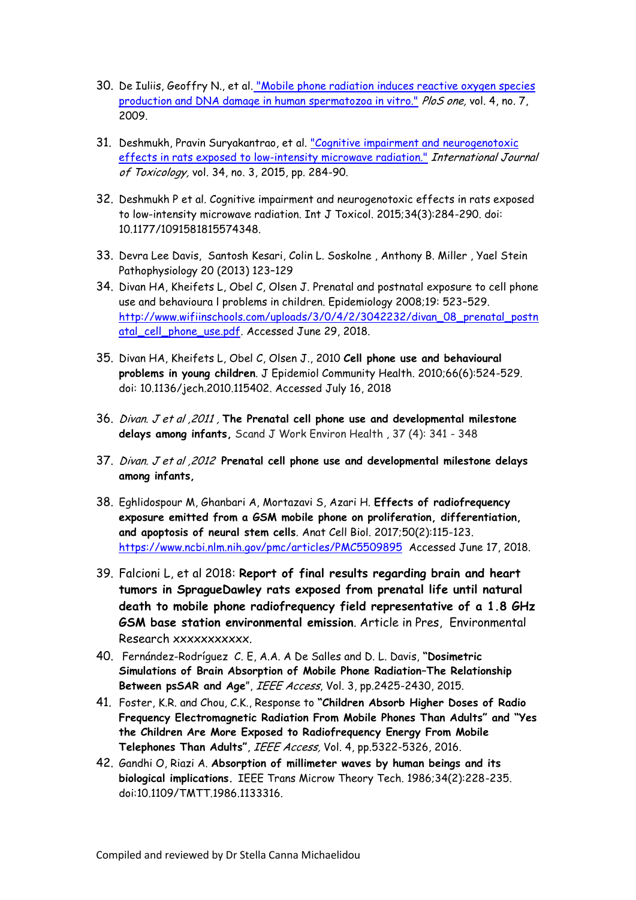30. De Iuliis, Geoffry N., et al. "Mobile phone radiation induces reactive oxygen species production and DNA damage in human spermatozoa in vitro." *PloS one,* vol. 4, no. 7, 2009.

31. Deshmukh, Pravin Suryakantrao, et al. "Cognitive impairment and neurogenotoxic effects in rats exposed to low-intensity microwave radiation." *International Journal of Toxicology,* vol. 34, no. 3, 2015, pp. 284-90.

32. Deshmukh P et al. Cognitive impairment and neurogenotoxic effects in rats exposed to low-intensity microwave radiation. Int J Toxicol. 2015;34(3):284-290. doi: 10.1177/1091581815574348.

33. Devra Lee Davis, Santosh Kesari, Colin L. Soskolne , Anthony B. Miller , Yael Stein Pathophysiology 20 (2013) 123–129

34. Divan HA, Kheifets L, Obel C, Olsen J. Prenatal and postnatal exposure to cell phone use and behavioura l problems in children. Epidemiology 2008;19: 523–529. http://www.wifiinschools.com/uploads/3/0/4/2/3042232/divan_08_prenatal_postnatal_cell_phone_use.pdf. Accessed June 29, 2018.

35. Divan HA, Kheifets L, Obel C, Olsen J., 2010 **Cell phone use and behavioural problems in young children**. J Epidemiol Community Health. 2010;66(6):524-529. doi: 10.1136/jech.2010.115402. Accessed July 16, 2018

36. *Divan. J et al ,2011 ,* **The Prenatal cell phone use and developmental milestone delays among infants,** Scand J Work Environ Health , 37 (4): 341 - 348

37. *Divan. J et al ,2012* **Prenatal cell phone use and developmental milestone delays among infants,**

38. Eghlidospour M, Ghanbari A, Mortazavi S, Azari H. **Effects of radiofrequency exposure emitted from a GSM mobile phone on proliferation, differentiation, and apoptosis of neural stem cells**. Anat Cell Biol. 2017;50(2):115-123. https://www.ncbi.nlm.nih.gov/pmc/articles/PMC5509895 Accessed June 17, 2018.

39. Falcioni L, et al 2018: **Report of final results regarding brain and heart tumors in SpragueDawley rats exposed from prenatal life until natural death to mobile phone radiofrequency field representative of a 1.8 GHz GSM base station environmental emission**. Article in Pres, Environmental Research xxxxxxxxxxx.

40. Fernández-Rodríguez C. E, A.A. A De Salles and D. L. Davis, **"Dosimetric Simulations of Brain Absorption of Mobile Phone Radiation–The Relationship Between psSAR and Age"**, *IEEE Access*, Vol. 3, pp.2425-2430, 2015.

41. Foster, K.R. and Chou, C.K., Response to **"Children Absorb Higher Doses of Radio Frequency Electromagnetic Radiation From Mobile Phones Than Adults" and "Yes the Children Are More Exposed to Radiofrequency Energy From Mobile Telephones Than Adults"**, *IEEE Access,* Vol. 4, pp.5322-5326, 2016.

42. Gandhi O, Riazi A. **Absorption of millimeter waves by human beings and its biological implications.** IEEE Trans Microw Theory Tech. 1986;34(2):228-235. doi:10.1109/TMTT.1986.1133316.

Compiled and reviewed by Dr Stella Canna Michaelidou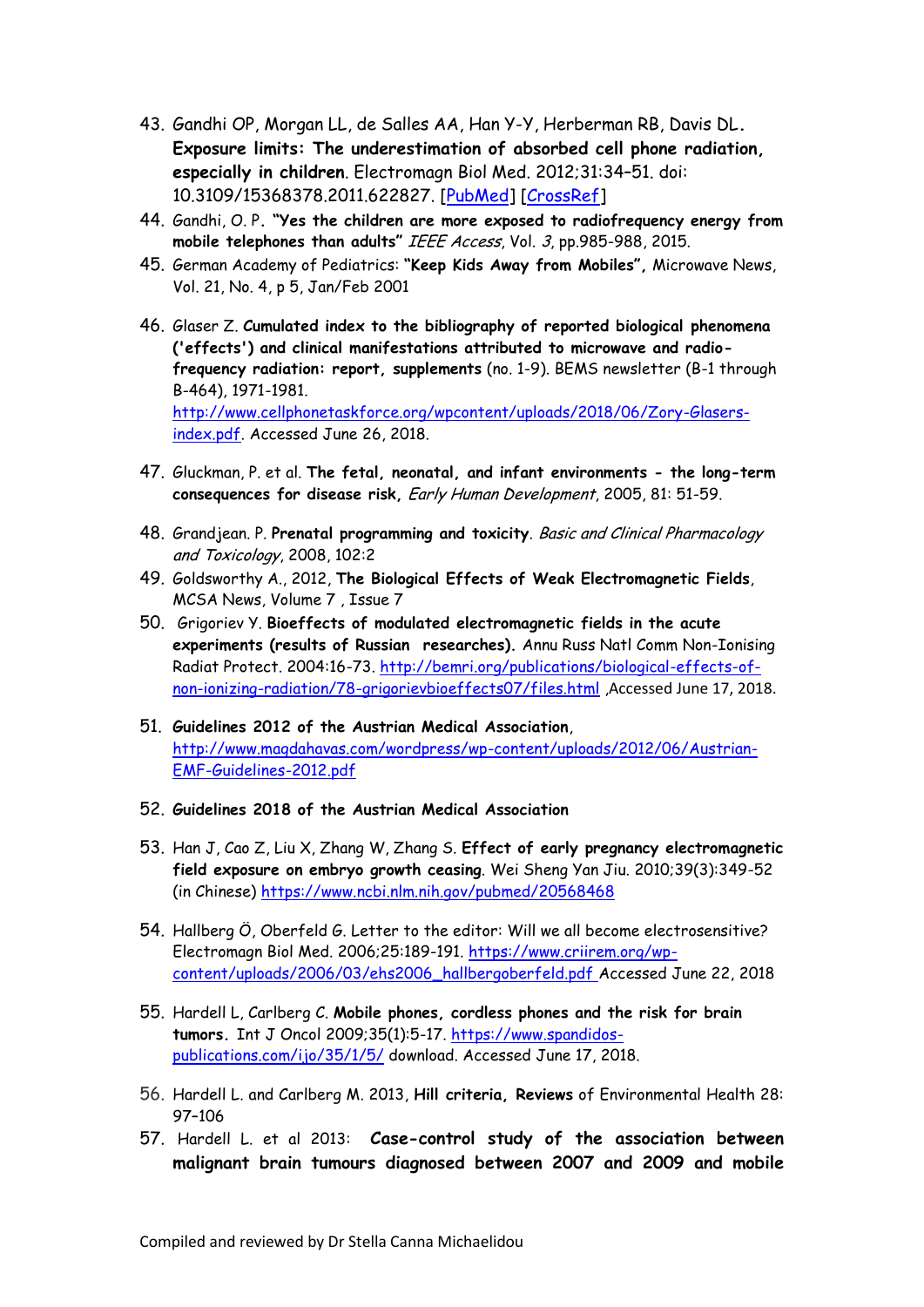43. Gandhi OP, Morgan LL, de Salles AA, Han Y-Y, Herberman RB, Davis DL. **Exposure limits: The underestimation of absorbed cell phone radiation, especially in children**. Electromagn Biol Med. 2012;31:34–51. doi: 10.3109/15368378.2011.622827. [PubMed] [CrossRef]
44. Gandhi, O. P. **"Yes the children are more exposed to radiofrequency energy from mobile telephones than adults"** *IEEE Access*, Vol. *3*, pp.985-988, 2015.
45. German Academy of Pediatrics: **"Keep Kids Away from Mobiles",** Microwave News, Vol. 21, No. 4, p 5, Jan/Feb 2001
46. Glaser Z. **Cumulated index to the bibliography of reported biological phenomena ('effects') and clinical manifestations attributed to microwave and radio-frequency radiation: report, supplements** (no. 1-9). BEMS newsletter (B-1 through B-464), 1971-1981. http://www.cellphonetaskforce.org/wpcontent/uploads/2018/06/Zory-Glasers-index.pdf. Accessed June 26, 2018.
47. Gluckman, P. et al. **The fetal, neonatal, and infant environments - the long-term consequences for disease risk,** *Early Human Development*, 2005, 81: 51-59.
48. Grandjean. P. **Prenatal programming and toxicity**. *Basic and Clinical Pharmacology and Toxicology*, 2008, 102:2
49. Goldsworthy A., 2012, **The Biological Effects of Weak Electromagnetic Fields**, MCSA News, Volume 7 , Issue 7
50. Grigoriev Y. **Bioeffects of modulated electromagnetic fields in the acute experiments (results of Russian researches).** Annu Russ Natl Comm Non-Ionising Radiat Protect. 2004:16-73. http://bemri.org/publications/biological-effects-of-non-ionizing-radiation/78-grigorievbioeffects07/files.html ,Accessed June 17, 2018.
51. **Guidelines 2012 of the Austrian Medical Association**, http://www.magdahavas.com/wordpress/wp-content/uploads/2012/06/Austrian-EMF-Guidelines-2012.pdf
52. **Guidelines 2018 of the Austrian Medical Association**
53. Han J, Cao Z, Liu X, Zhang W, Zhang S. **Effect of early pregnancy electromagnetic field exposure on embryo growth ceasing**. Wei Sheng Yan Jiu. 2010;39(3):349-52 (in Chinese) https://www.ncbi.nlm.nih.gov/pubmed/20568468
54. Hallberg Ö, Oberfeld G. Letter to the editor: Will we all become electrosensitive? Electromagn Biol Med. 2006;25:189-191. https://www.criirem.org/wp-content/uploads/2006/03/ehs2006_hallbergoberfeld.pdf Accessed June 22, 2018
55. Hardell L, Carlberg C. **Mobile phones, cordless phones and the risk for brain tumors.** Int J Oncol 2009;35(1):5-17. https://www.spandidos-publications.com/ijo/35/1/5/ download. Accessed June 17, 2018.
56. Hardell L. and Carlberg M. 2013, **Hill criteria, Reviews** of Environmental Health 28: 97–106
57. Hardell L. et al 2013: **Case-control study of the association between malignant brain tumours diagnosed between 2007 and 2009 and mobile**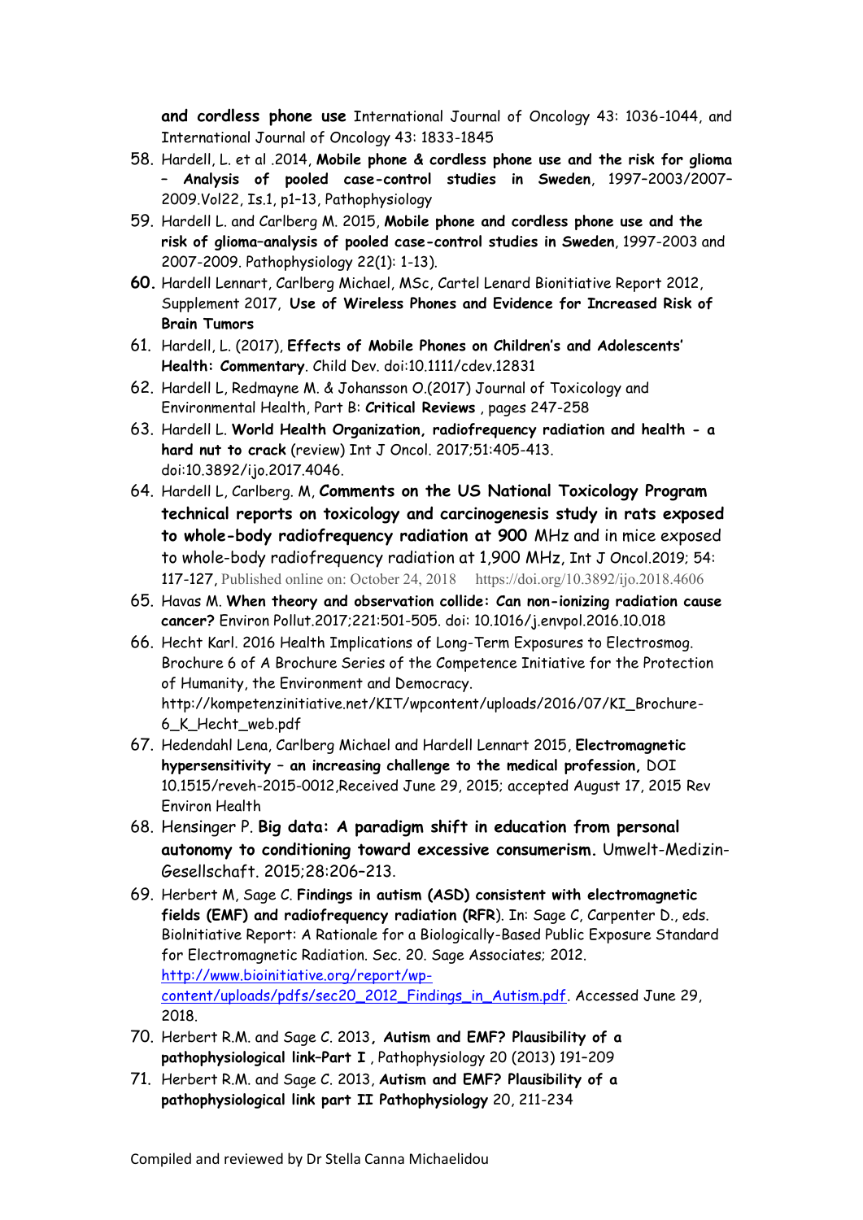**and cordless phone use** International Journal of Oncology 43: 1036-1044, and International Journal of Oncology 43: 1833-1845

58. Hardell, L. et al .2014, **Mobile phone & cordless phone use and the risk for glioma – Analysis of pooled case-control studies in Sweden**, 1997–2003/2007–2009.Vol22, Is.1, p1–13, Pathophysiology
59. Hardell L. and Carlberg M. 2015, **Mobile phone and cordless phone use and the risk of glioma–analysis of pooled case-control studies in Sweden**, 1997-2003 and 2007-2009. Pathophysiology 22(1): 1-13).
60. Hardell Lennart, Carlberg Michael, MSc, Cartel Lenard Bionitiative Report 2012, Supplement 2017, **Use of Wireless Phones and Evidence for Increased Risk of Brain Tumors**
61. Hardell, L. (2017), **Effects of Mobile Phones on Children's and Adolescents' Health: Commentary**. Child Dev. doi:10.1111/cdev.12831
62. Hardell L, Redmayne M. & Johansson O.(2017) Journal of Toxicology and Environmental Health, Part B: **Critical Reviews** , pages 247-258
63. Hardell L. **World Health Organization, radiofrequency radiation and health - a hard nut to crack** (review) Int J Oncol. 2017;51:405-413. doi:10.3892/ijo.2017.4046.
64. Hardell L, Carlberg. M, **Comments on the US National Toxicology Program technical reports on toxicology and carcinogenesis study in rats exposed to whole-body radiofrequency radiation at 900** MHz and in mice exposed to whole-body radiofrequency radiation at 1,900 MHz, Int J Oncol.2019; 54: 117-127, Published online on: October 24, 2018 https://doi.org/10.3892/ijo.2018.4606
65. Havas M. **When theory and observation collide: Can non-ionizing radiation cause cancer?** Environ Pollut.2017;221:501-505. doi: 10.1016/j.envpol.2016.10.018
66. Hecht Karl. 2016 Health Implications of Long-Term Exposures to Electrosmog. Brochure 6 of A Brochure Series of the Competence Initiative for the Protection of Humanity, the Environment and Democracy. http://kompetenzinitiative.net/KIT/wpcontent/uploads/2016/07/KI_Brochure-6_K_Hecht_web.pdf
67. Hedendahl Lena, Carlberg Michael and Hardell Lennart 2015, **Electromagnetic hypersensitivity – an increasing challenge to the medical profession,** DOI 10.1515/reveh-2015-0012,Received June 29, 2015; accepted August 17, 2015 Rev Environ Health
68. Hensinger P. **Big data: A paradigm shift in education from personal autonomy to conditioning toward excessive consumerism.** Umwelt-Medizin-Gesellschaft. 2015;28:206–213.
69. Herbert M, Sage C. **Findings in autism (ASD) consistent with electromagnetic fields (EMF) and radiofrequency radiation (RFR**). In: Sage C, Carpenter D., eds. BioInitiative Report: A Rationale for a Biologically-Based Public Exposure Standard for Electromagnetic Radiation. Sec. 20. Sage Associates; 2012. http://www.bioinitiative.org/report/wp-content/uploads/pdfs/sec20_2012_Findings_in_Autism.pdf. Accessed June 29, 2018.
70. Herbert R.M. and Sage C. 2013**, Autism and EMF? Plausibility of a pathophysiological link–Part I** , Pathophysiology 20 (2013) 191–209
71. Herbert R.M. and Sage C. 2013, **Autism and EMF? Plausibility of a pathophysiological link part II Pathophysiology** 20, 211-234

Compiled and reviewed by Dr Stella Canna Michaelidou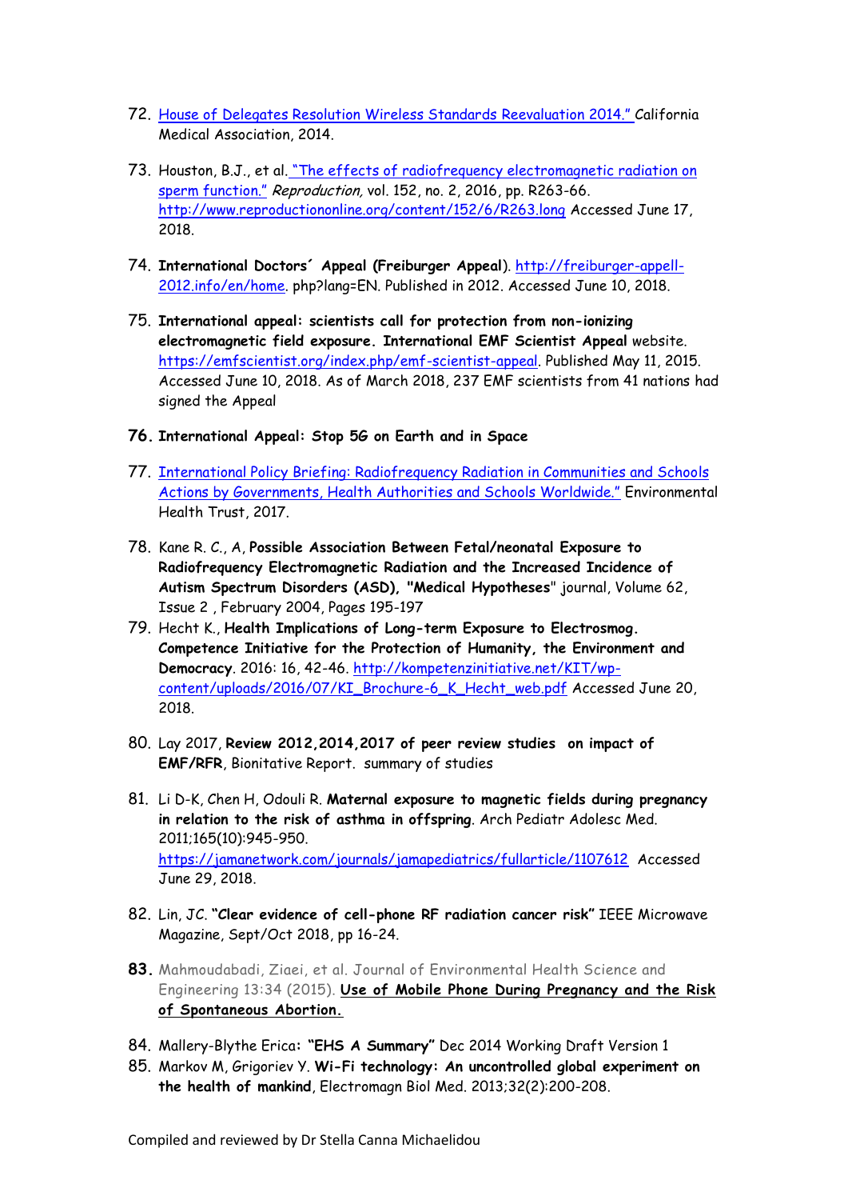72. [House of Delegates Resolution Wireless Standards Reevaluation 2014."](#) California Medical Association, 2014.

73. Houston, B.J., et al. ["The effects of radiofrequency electromagnetic radiation on sperm function."](#) *Reproduction,* vol. 152, no. 2, 2016, pp. R263-66. http://www.reproductiononline.org/content/152/6/R263.long Accessed June 17, 2018.

74. **International Doctors´ Appeal (Freiburger Appeal)**. http://freiburger-appell-2012.info/en/home. php?lang=EN. Published in 2012. Accessed June 10, 2018.

75. **International appeal: scientists call for protection from non-ionizing electromagnetic field exposure. International EMF Scientist Appeal** website. https://emfscientist.org/index.php/emf-scientist-appeal. Published May 11, 2015. Accessed June 10, 2018. As of March 2018, 237 EMF scientists from 41 nations had signed the Appeal

76. **International Appeal: Stop 5G on Earth and in Space**

77. [International Policy Briefing: Radiofrequency Radiation in Communities and Schools Actions by Governments, Health Authorities and Schools Worldwide."](#) Environmental Health Trust, 2017.

78. Kane R. C., A, **Possible Association Between Fetal/neonatal Exposure to Radiofrequency Electromagnetic Radiation and the Increased Incidence of Autism Spectrum Disorders (ASD), "Medical Hypotheses**" journal, Volume 62, Issue 2 , February 2004, Pages 195-197

79. Hecht K., **Health Implications of Long-term Exposure to Electrosmog. Competence Initiative for the Protection of Humanity, the Environment and Democracy**. 2016: 16, 42-46. http://kompetenzinitiative.net/KIT/wp-content/uploads/2016/07/KI_Brochure-6_K_Hecht_web.pdf Accessed June 20, 2018.

80. Lay 2017, **Review 2012,2014,2017 of peer review studies on impact of EMF/RFR**, Bionitative Report. summary of studies

81. Li D-K, Chen H, Odouli R. **Maternal exposure to magnetic fields during pregnancy in relation to the risk of asthma in offspring**. Arch Pediatr Adolesc Med. 2011;165(10):945-950. https://jamanetwork.com/journals/jamapediatrics/fullarticle/1107612 Accessed June 29, 2018.

82. Lin, JC. **"Clear evidence of cell-phone RF radiation cancer risk"** IEEE Microwave Magazine, Sept/Oct 2018, pp 16-24.

83. Mahmoudabadi, Ziaei, et al. Journal of Environmental Health Science and Engineering 13:34 (2015). **Use of Mobile Phone During Pregnancy and the Risk of Spontaneous Abortion.**

84. Mallery-Blythe Erica**: "EHS A Summary"** Dec 2014 Working Draft Version 1

85. Markov M, Grigoriev Y. **Wi-Fi technology: An uncontrolled global experiment on the health of mankind**, Electromagn Biol Med. 2013;32(2):200-208.

Compiled and reviewed by Dr Stella Canna Michaelidou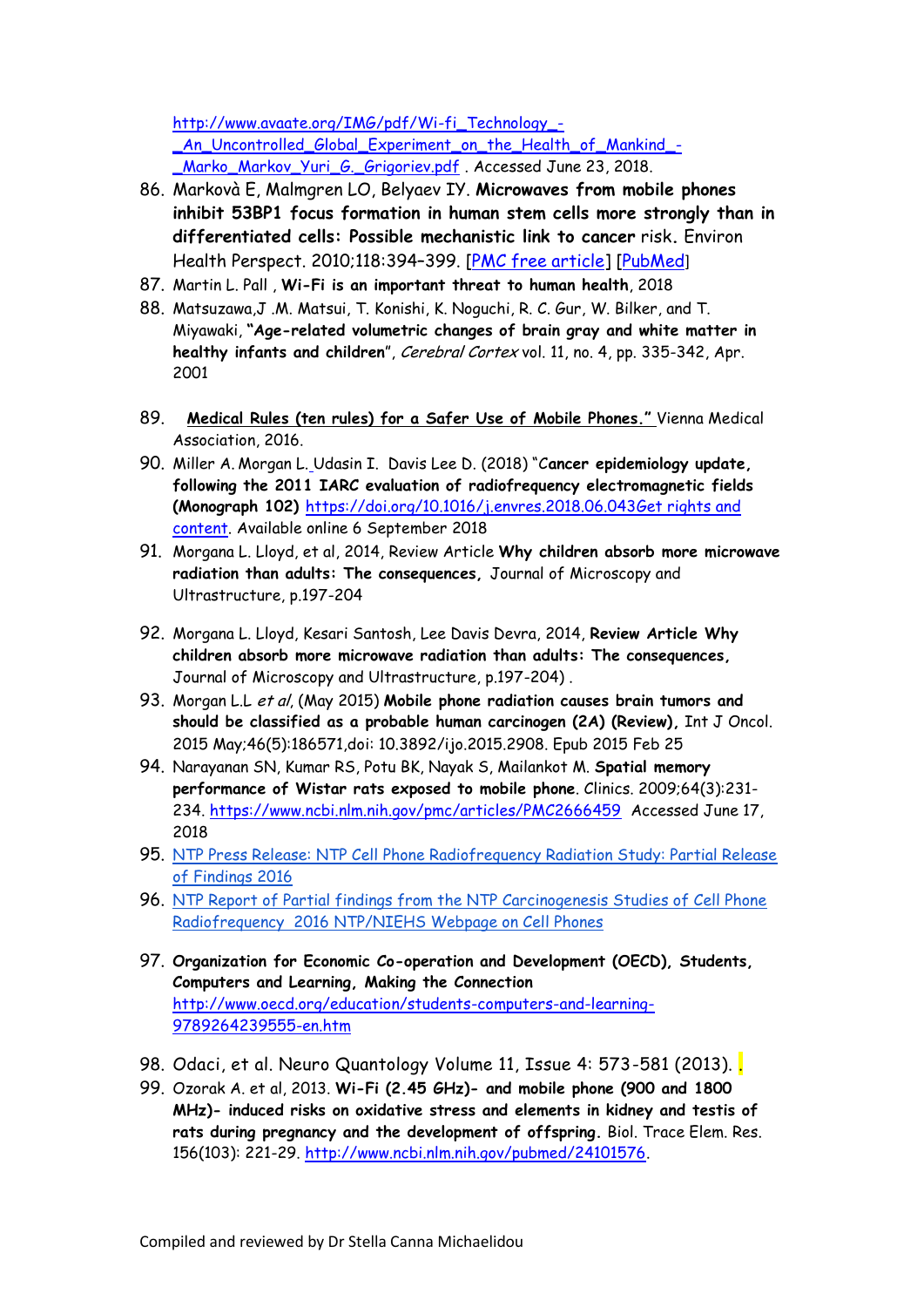http://www.avaate.org/IMG/pdf/Wi-fi_Technology_-_An_Uncontrolled_Global_Experiment_on_the_Health_of_Mankind_-_Marko_Markov_Yuri_G._Grigoriev.pdf . Accessed June 23, 2018.

86. Markovà E, Malmgren LO, Belyaev IY. **Microwaves from mobile phones inhibit 53BP1 focus formation in human stem cells more strongly than in differentiated cells: Possible mechanistic link to cancer** risk**.** Environ Health Perspect. 2010;118:394–399. [PMC free article] [PubMed]
87. Martin L. Pall , **Wi-Fi is an important threat to human health**, 2018
88. Matsuzawa,J .M. Matsui, T. Konishi, K. Noguchi, R. C. Gur, W. Bilker, and T. Miyawaki, **"Age-related volumetric changes of brain gray and white matter in healthy infants and children"**, *Cerebral Cortex* vol. 11, no. 4, pp. 335-342, Apr. 2001
89. **Medical Rules (ten rules) for a Safer Use of Mobile Phones."** Vienna Medical Association, 2016.
90. Miller A. Morgan L. Udasin I. Davis Lee D. (2018) "**Cancer epidemiology update, following the 2011 IARC evaluation of radiofrequency electromagnetic fields (Monograph 102)** https://doi.org/10.1016/j.envres.2018.06.043Get rights and content. Available online 6 September 2018
91. Morgana L. Lloyd, et al, 2014, Review Article **Why children absorb more microwave radiation than adults: The consequences,** Journal of Microscopy and Ultrastructure, p.197-204
92. Morgana L. Lloyd, Kesari Santosh, Lee Davis Devra, 2014, **Review Article Why children absorb more microwave radiation than adults: The consequences,** Journal of Microscopy and Ultrastructure, p.197-204) .
93. Morgan L.L *et al*, (May 2015) **Mobile phone radiation causes brain tumors and should be classified as a probable human carcinogen (2A) (Review),** Int J Oncol. 2015 May;46(5):186571,doi: 10.3892/ijo.2015.2908. Epub 2015 Feb 25
94. Narayanan SN, Kumar RS, Potu BK, Nayak S, Mailankot M. **Spatial memory performance of Wistar rats exposed to mobile phone**. Clinics. 2009;64(3):231-234. https://www.ncbi.nlm.nih.gov/pmc/articles/PMC2666459 Accessed June 17, 2018
95. NTP Press Release: NTP Cell Phone Radiofrequency Radiation Study: Partial Release of Findings 2016
96. NTP Report of Partial findings from the NTP Carcinogenesis Studies of Cell Phone Radiofrequency 2016 NTP/NIEHS Webpage on Cell Phones
97. **Organization for Economic Co-operation and Development (OECD), Students, Computers and Learning, Making the Connection** http://www.oecd.org/education/students-computers-and-learning-9789264239555-en.htm
98. Odaci, et al. Neuro Quantology Volume 11, Issue 4: 573-581 (2013). .
99. Ozorak A. et al, 2013. **Wi-Fi (2.45 GHz)- and mobile phone (900 and 1800 MHz)- induced risks on oxidative stress and elements in kidney and testis of rats during pregnancy and the development of offspring.** Biol. Trace Elem. Res. 156(103): 221-29. http://www.ncbi.nlm.nih.gov/pubmed/24101576.

Compiled and reviewed by Dr Stella Canna Michaelidou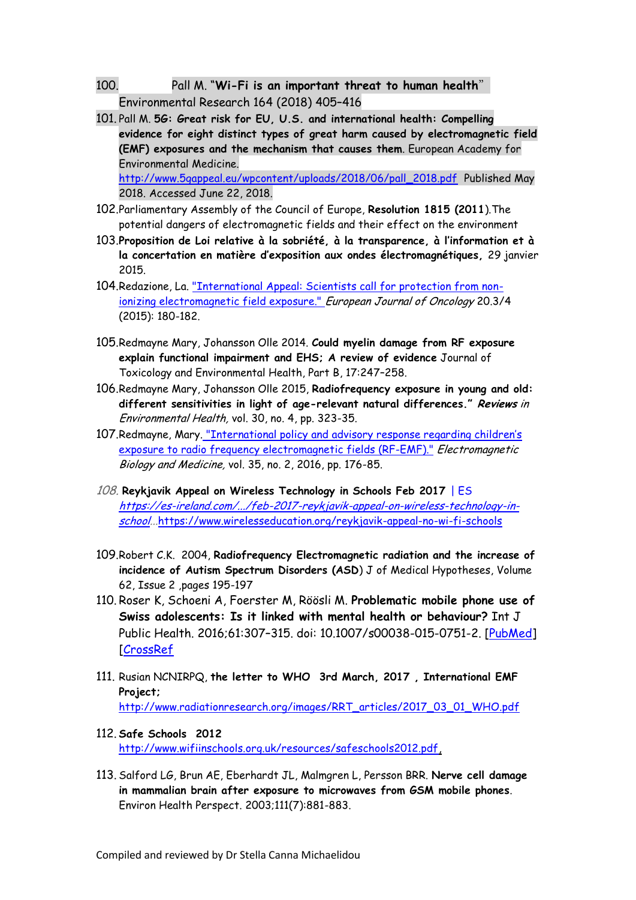100. Pall M. "**Wi-Fi is an important threat to human health**" Environmental Research 164 (2018) 405–416

101. Pall M. **5G: Great risk for EU, U.S. and international health: Compelling evidence for eight distinct types of great harm caused by electromagnetic field (EMF) exposures and the mechanism that causes them**. European Academy for Environmental Medicine. http://www.5gappeal.eu/wpcontent/uploads/2018/06/pall_2018.pdf Published May 2018. Accessed June 22, 2018.

102. Parliamentary Assembly of the Council of Europe, **Resolution 1815 (2011)**.The potential dangers of electromagnetic fields and their effect on the environment

103. **Proposition de Loi relative à la sobriété, à la transparence, à l'information et à la concertation en matière d'exposition aux ondes électromagnétiques**, 29 janvier 2015.

104. Redazione, La. "International Appeal: Scientists call for protection from non-ionizing electromagnetic field exposure." *European Journal of Oncology* 20.3/4 (2015): 180-182.

105. Redmayne Mary, Johansson Olle 2014. **Could myelin damage from RF exposure explain functional impairment and EHS; A review of evidence** Journal of Toxicology and Environmental Health, Part B, 17:247–258.

106. Redmayne Mary, Johansson Olle 2015, **Radiofrequency exposure in young and old: different sensitivities in light of age-relevant natural differences."** *Reviews in Environmental Health,* vol. 30, no. 4, pp. 323-35.

107. Redmayne, Mary. "International policy and advisory response regarding children's exposure to radio frequency electromagnetic fields (RF-EMF)." *Electromagnetic Biology and Medicine,* vol. 35, no. 2, 2016, pp. 176-85.

108. **Reykjavik Appeal on Wireless Technology in Schools Feb 2017** | ES *https://es-ireland.com/.../feb-2017-reykjavik-appeal-on-wireless-technology-in-school*...https://www.wirelesseducation.org/reykjavik-appeal-no-wi-fi-schools

109. Robert C.K. 2004, **Radiofrequency Electromagnetic radiation and the increase of incidence of Autism Spectrum Disorders (ASD)** J of Medical Hypotheses, Volume 62, Issue 2 ,pages 195-197

110. Roser K, Schoeni A, Foerster M, Röösli M. **Problematic mobile phone use of Swiss adolescents: Is it linked with mental health or behaviour?** Int J Public Health. 2016;61:307–315. doi: 10.1007/s00038-015-0751-2. [PubMed] [CrossRef

111. Rusian NCNIRPQ, **the letter to WHO 3rd March, 2017 , International EMF Project;** http://www.radiationresearch.org/images/RRT_articles/2017_03_01_WHO.pdf

112. **Safe Schools 2012** http://www.wifiinschools.org.uk/resources/safeschools2012.pdf.

113. Salford LG, Brun AE, Eberhardt JL, Malmgren L, Persson BRR. **Nerve cell damage in mammalian brain after exposure to microwaves from GSM mobile phones**. Environ Health Perspect. 2003;111(7):881-883.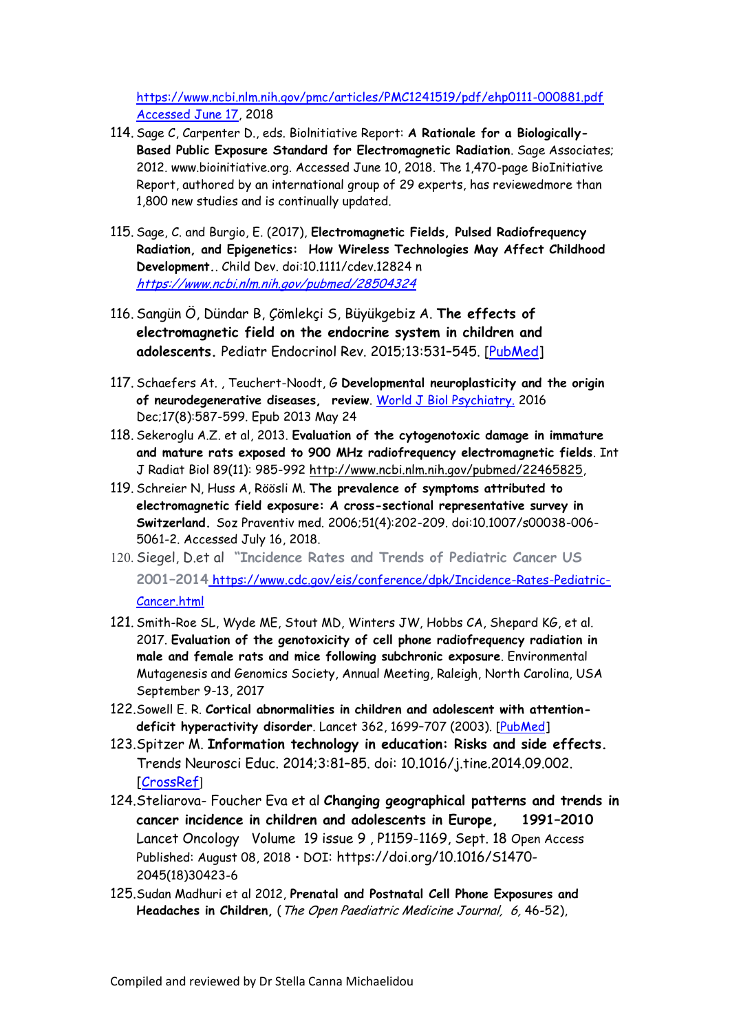https://www.ncbi.nlm.nih.gov/pmc/articles/PMC1241519/pdf/ehp0111-000881.pdf Accessed June 17, 2018

114. Sage C, Carpenter D., eds. BioInitiative Report: **A Rationale for a Biologically-Based Public Exposure Standard for Electromagnetic Radiation**. Sage Associates; 2012. www.bioinitiative.org. Accessed June 10, 2018. The 1,470-page BioInitiative Report, authored by an international group of 29 experts, has reviewedmore than 1,800 new studies and is continually updated.

115. Sage, C. and Burgio, E. (2017), **Electromagnetic Fields, Pulsed Radiofrequency Radiation, and Epigenetics: How Wireless Technologies May Affect Childhood Development.**. Child Dev. doi:10.1111/cdev.12824 n *https://www.ncbi.nlm.nih.gov/pubmed/28504324*

116. Sangün Ö, Dündar B, Çömlekçi S, Büyükgebiz A. **The effects of electromagnetic field on the endocrine system in children and adolescents.** Pediatr Endocrinol Rev. 2015;13:531–545. [PubMed]

117. Schaefers At. , Teuchert-Noodt, G **Developmental neuroplasticity and the origin of neurodegenerative diseases, review**. World J Biol Psychiatry. 2016 Dec;17(8):587-599. Epub 2013 May 24

118. Sekeroglu A.Z. et al, 2013. **Evaluation of the cytogenotoxic damage in immature and mature rats exposed to 900 MHz radiofrequency electromagnetic fields**. Int J Radiat Biol 89(11): 985-992 http://www.ncbi.nlm.nih.gov/pubmed/22465825,

119. Schreier N, Huss A, Röösli M. **The prevalence of symptoms attributed to electromagnetic field exposure: A cross-sectional representative survey in Switzerland.** Soz Praventiv med. 2006;51(4):202-209. doi:10.1007/s00038-006-5061-2. Accessed July 16, 2018.

120. Siegel, D.et al **"Incidence Rates and Trends of Pediatric Cancer US 2001–2014** https://www.cdc.gov/eis/conference/dpk/Incidence-Rates-Pediatric-Cancer.html

121. Smith-Roe SL, Wyde ME, Stout MD, Winters JW, Hobbs CA, Shepard KG, et al. 2017. **Evaluation of the genotoxicity of cell phone radiofrequency radiation in male and female rats and mice following subchronic exposure**. Environmental Mutagenesis and Genomics Society, Annual Meeting, Raleigh, North Carolina, USA September 9-13, 2017

122. Sowell E. R. **Cortical abnormalities in children and adolescent with attention-deficit hyperactivity disorder**. Lancet 362, 1699–707 (2003). [PubMed]

123. Spitzer M. **Information technology in education: Risks and side effects.** Trends Neurosci Educ. 2014;3:81–85. doi: 10.1016/j.tine.2014.09.002. [CrossRef]

124. Steliarova- Foucher Eva et al **Changing geographical patterns and trends in cancer incidence in children and adolescents in Europe, 1991–2010** Lancet Oncology Volume 19 issue 9 , P1159-1169, Sept. 18 Open Access Published: August 08, 2018 • DOI: https://doi.org/10.1016/S1470-2045(18)30423-6

125. Sudan Madhuri et al 2012, **Prenatal and Postnatal Cell Phone Exposures and Headaches in Children,** (*The Open Paediatric Medicine Journal, 6,* 46-52),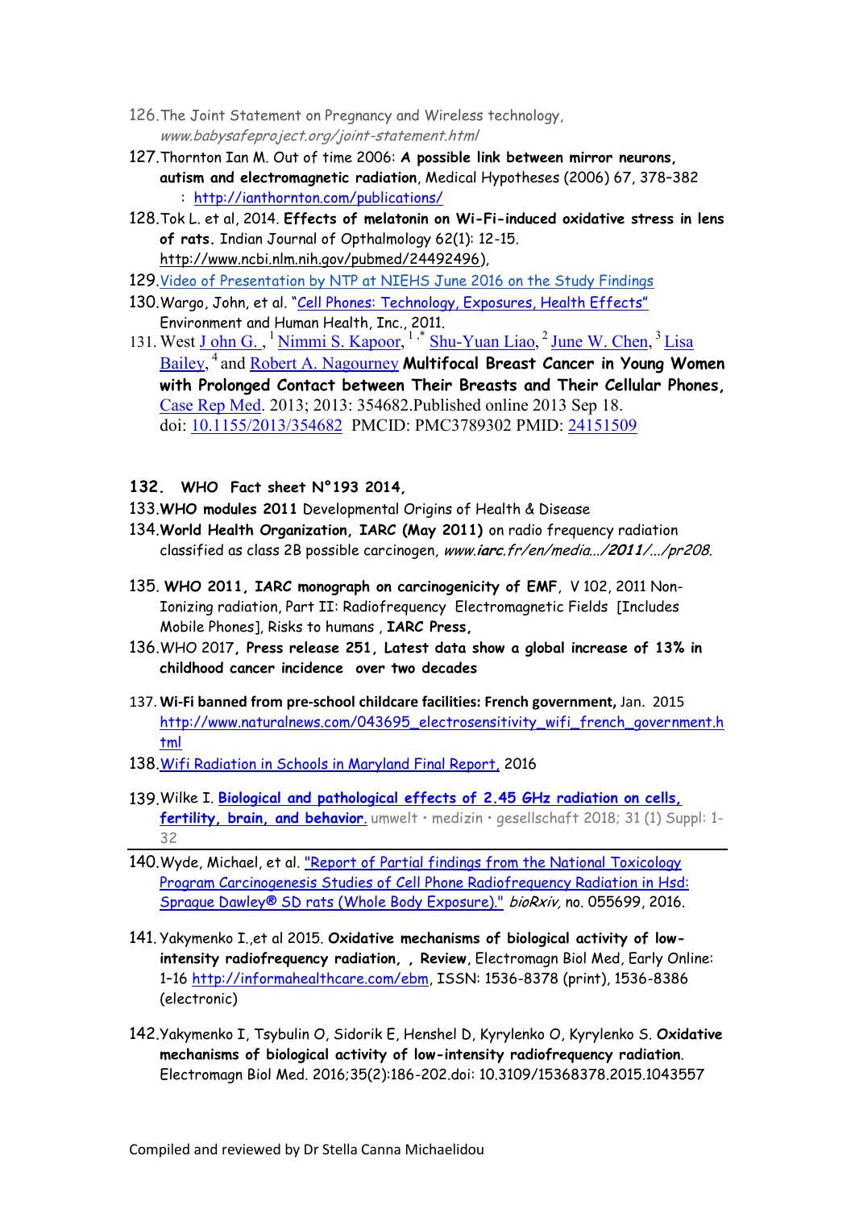126. The Joint Statement on Pregnancy and Wireless technology, *www.babysafeproject.org/joint-statement.html*

127. Thornton Ian M. Out of time 2006: **A possible link between mirror neurons, autism and electromagnetic radiation**, Medical Hypotheses (2006) 67, 378–382 : http://ianthornton.com/publications/

128. Tok L. et al, 2014. **Effects of melatonin on Wi-Fi-induced oxidative stress in lens of rats.** Indian Journal of Opthalmology 62(1): 12-15. http://www.ncbi.nlm.nih.gov/pubmed/24492496),

129. Video of Presentation by NTP at NIEHS June 2016 on the Study Findings

130. Wargo, John, et al. "Cell Phones: Technology, Exposures, Health Effects" Environment and Human Health, Inc., 2011.

131. West John G., [1] Nimmi S. Kapoor, [1,*] Shu-Yuan Liao, [2] June W. Chen, [3] Lisa Bailey, [4] and Robert A. Nagourney **Multifocal Breast Cancer in Young Women with Prolonged Contact between Their Breasts and Their Cellular Phones,** Case Rep Med. 2013; 2013: 354682.Published online 2013 Sep 18. doi: 10.1155/2013/354682 PMCID: PMC3789302 PMID: 24151509

132. **WHO Fact sheet N°193 2014,**

133. **WHO modules 2011** Developmental Origins of Health & Disease

134. **World Health Organization, IARC (May 2011)** on radio frequency radiation classified as class 2B possible carcinogen, *www.**iarc**.fr/en/media.../**2011**/.../pr208*.

135. **WHO 2011, IARC monograph on carcinogenicity of EMF**, V 102, 2011 Non-Ionizing radiation, Part II: Radiofrequency Electromagnetic Fields [Includes Mobile Phones], Risks to humans , **IARC Press,**

136. WHO 2017**, Press release 251, Latest data show a global increase of 13% in childhood cancer incidence over two decades**

137. **Wi-Fi banned from pre-school childcare facilities: French government,** Jan. 2015 http://www.naturalnews.com/043695_electrosensitivity_wifi_french_government.html

138. Wifi Radiation in Schools in Maryland Final Report, 2016

139. Wilke I. **Biological and pathological effects of 2.45 GHz radiation on cells, fertility, brain, and behavior**. umwelt • medizin • gesellschaft 2018; 31 (1) Suppl: 1-32

140. Wyde, Michael, et al. "Report of Partial findings from the National Toxicology Program Carcinogenesis Studies of Cell Phone Radiofrequency Radiation in Hsd: Sprague Dawley® SD rats (Whole Body Exposure)." *bioRxiv,* no. 055699, 2016.

141. Yakymenko I.,et al 2015. **Oxidative mechanisms of biological activity of low-intensity radiofrequency radiation, , Review**, Electromagn Biol Med, Early Online: 1–16 http://informahealthcare.com/ebm, ISSN: 1536-8378 (print), 1536-8386 (electronic)

142. Yakymenko I, Tsybulin O, Sidorik E, Henshel D, Kyrylenko O, Kyrylenko S. **Oxidative mechanisms of biological activity of low-intensity radiofrequency radiation**. Electromagn Biol Med. 2016;35(2):186-202.doi: 10.3109/15368378.2015.1043557

Compiled and reviewed by Dr Stella Canna Michaelidou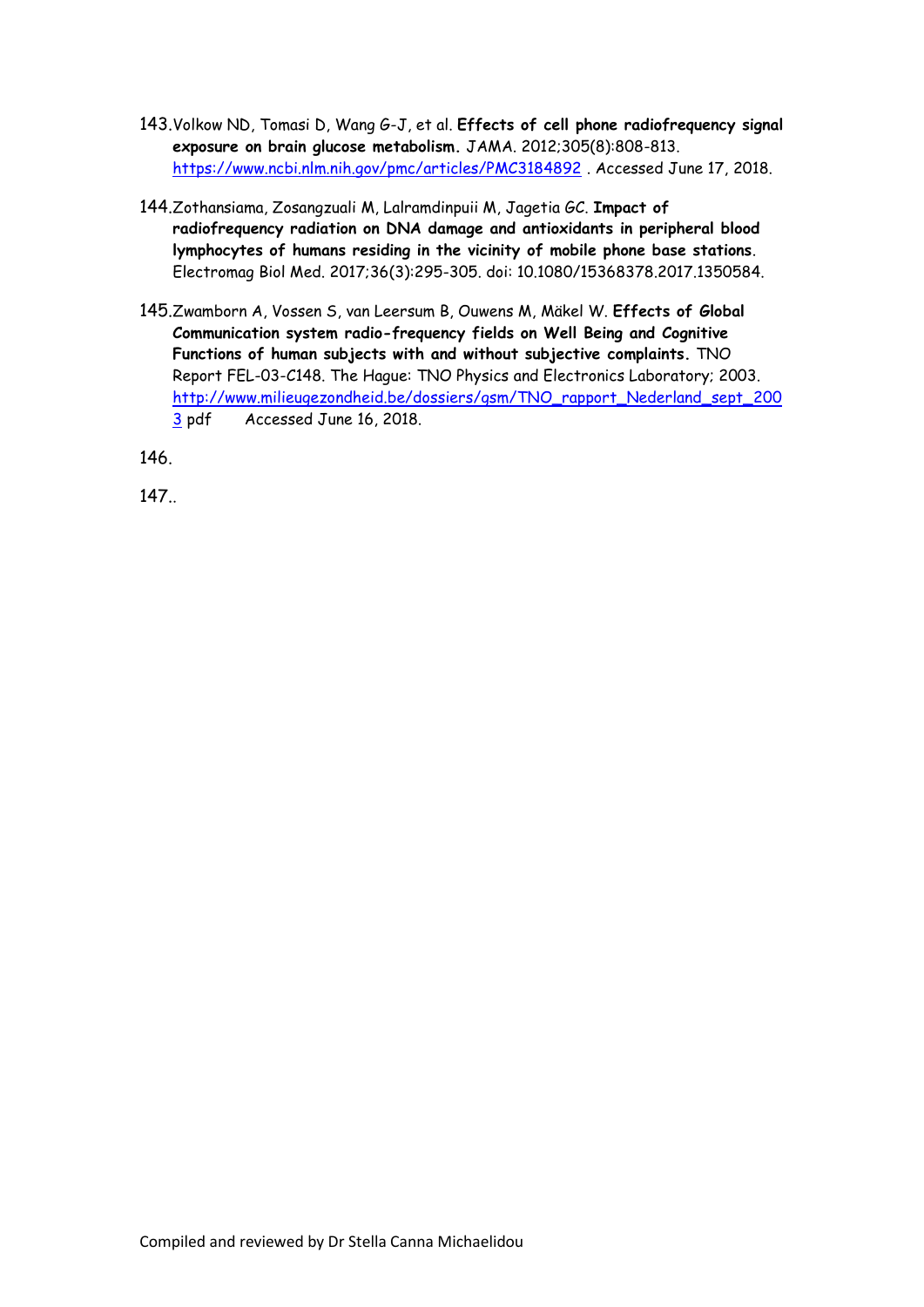143. Volkow ND, Tomasi D, Wang G-J, et al. **Effects of cell phone radiofrequency signal exposure on brain glucose metabolism.** JAMA. 2012;305(8):808-813. [https://www.ncbi.nlm.nih.gov/pmc/articles/PMC3184892](https://www.ncbi.nlm.nih.gov/pmc/articles/PMC3184892) . Accessed June 17, 2018.

144. Zothansiama, Zosangzuali M, Lalramdinpuii M, Jagetia GC. **Impact of radiofrequency radiation on DNA damage and antioxidants in peripheral blood lymphocytes of humans residing in the vicinity of mobile phone base stations**. Electromag Biol Med. 2017;36(3):295-305. doi: 10.1080/15368378.2017.1350584.

145. Zwamborn A, Vossen S, van Leersum B, Ouwens M, Mäkel W. **Effects of Global Communication system radio-frequency fields on Well Being and Cognitive Functions of human subjects with and without subjective complaints.** TNO Report FEL-03-C148. The Hague: TNO Physics and Electronics Laboratory; 2003. [http://www.milieugezondheid.be/dossiers/gsm/TNO_rapport_Nederland_sept_2003](http://www.milieugezondheid.be/dossiers/gsm/TNO_rapport_Nederland_sept_2003) pdf Accessed June 16, 2018.

146.

147..

Compiled and reviewed by Dr Stella Canna Michaelidou